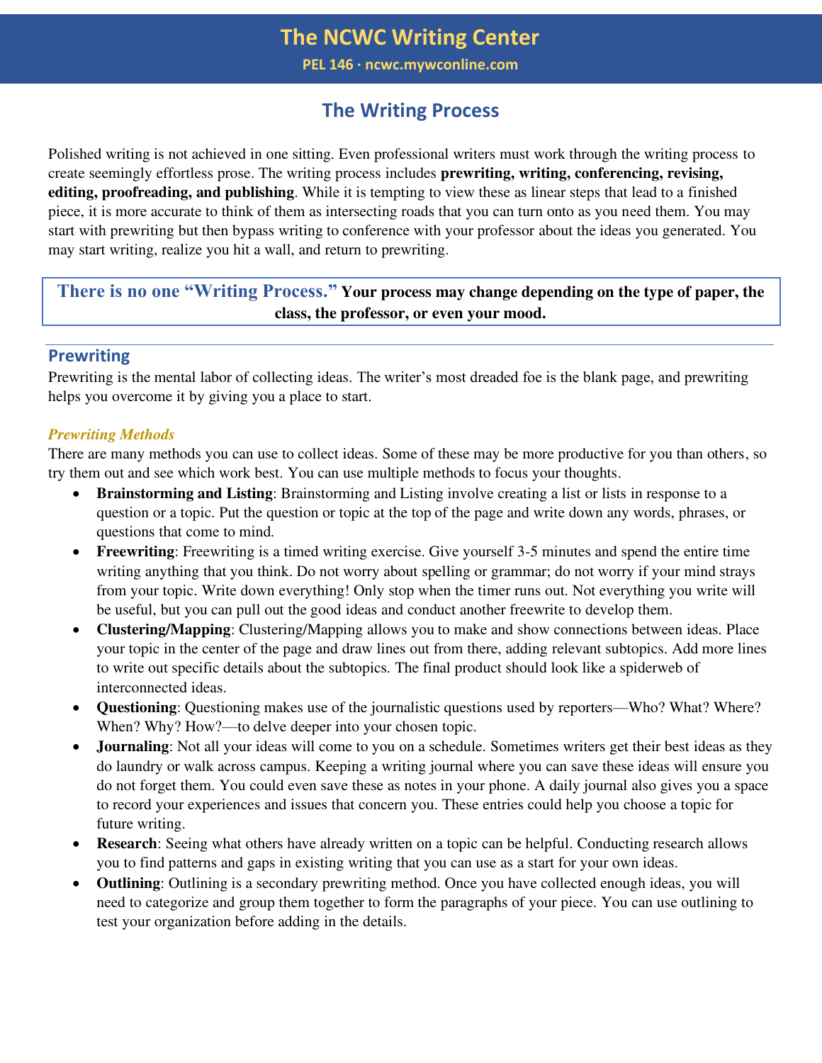# The NCWC Writing Center

**PEL 146 · ncwc.mywconline.com**

## The Writing Process

Polished writing is not achieved in one sitting. Even professional writers must work through the writing process to create seemingly effortless prose. The writing process includes **prewriting, writing, conferencing, revising, editing, proofreading, and publishing**. While it is tempting to view these as linear steps that lead to a finished piece, it is more accurate to think of them as intersecting roads that you can turn onto as you need them. You may start with prewriting but then bypass writing to conference with your professor about the ideas you generated. You may start writing, realize you hit a wall, and return to prewriting.

> **There is no one "Writing Process." Your process may change depending on the type of paper, the class, the professor, or even your mood.**

### Prewriting

Prewriting is the mental labor of collecting ideas. The writer's most dreaded foe is the blank page, and prewriting helps you overcome it by giving you a place to start.

#### *Prewriting Methods*

There are many methods you can use to collect ideas. Some of these may be more productive for you than others, so try them out and see which work best. You can use multiple methods to focus your thoughts.

- **Brainstorming and Listing**: Brainstorming and Listing involve creating a list or lists in response to a question or a topic. Put the question or topic at the top of the page and write down any words, phrases, or questions that come to mind.
- **Freewriting**: Freewriting is a timed writing exercise. Give yourself 3-5 minutes and spend the entire time writing anything that you think. Do not worry about spelling or grammar; do not worry if your mind strays from your topic. Write down everything! Only stop when the timer runs out. Not everything you write will be useful, but you can pull out the good ideas and conduct another freewrite to develop them.
- **Clustering/Mapping**: Clustering/Mapping allows you to make and show connections between ideas. Place your topic in the center of the page and draw lines out from there, adding relevant subtopics. Add more lines to write out specific details about the subtopics. The final product should look like a spiderweb of interconnected ideas.
- **Questioning**: Questioning makes use of the journalistic questions used by reporters—Who? What? Where? When? Why? How?—to delve deeper into your chosen topic.
- **Journaling**: Not all your ideas will come to you on a schedule. Sometimes writers get their best ideas as they do laundry or walk across campus. Keeping a writing journal where you can save these ideas will ensure you do not forget them. You could even save these as notes in your phone. A daily journal also gives you a space to record your experiences and issues that concern you. These entries could help you choose a topic for future writing.
- **Research**: Seeing what others have already written on a topic can be helpful. Conducting research allows you to find patterns and gaps in existing writing that you can use as a start for your own ideas.
- **Outlining**: Outlining is a secondary prewriting method. Once you have collected enough ideas, you will need to categorize and group them together to form the paragraphs of your piece. You can use outlining to test your organization before adding in the details.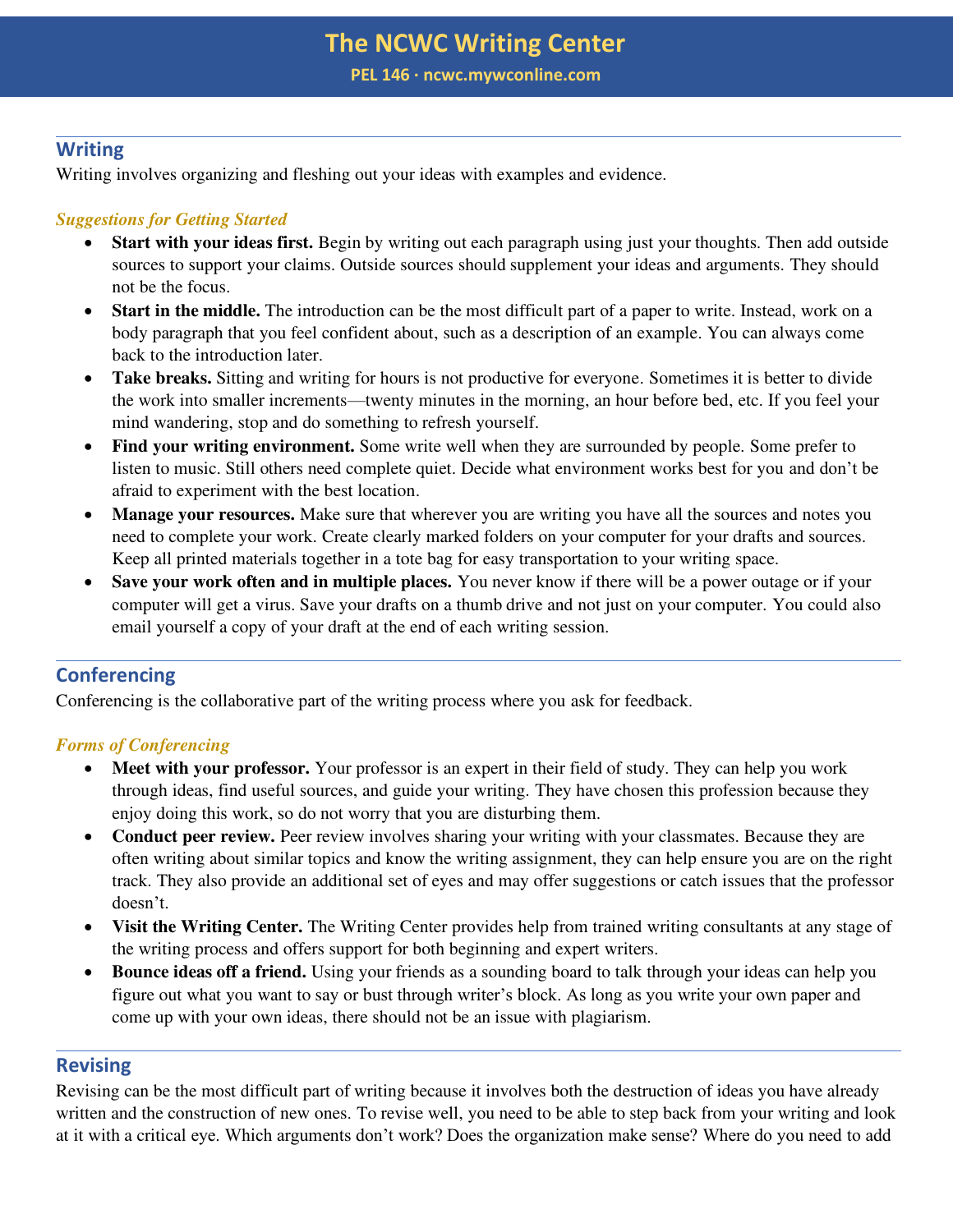# The NCWC Writing Center

**PEL 146 · ncwc.mywconline.com**

## Writing

Writing involves organizing and fleshing out your ideas with examples and evidence.

### *Suggestions for Getting Started*

- **Start with your ideas first.** Begin by writing out each paragraph using just your thoughts. Then add outside sources to support your claims. Outside sources should supplement your ideas and arguments. They should not be the focus.
- **Start in the middle.** The introduction can be the most difficult part of a paper to write. Instead, work on a body paragraph that you feel confident about, such as a description of an example. You can always come back to the introduction later.
- **Take breaks.** Sitting and writing for hours is not productive for everyone. Sometimes it is better to divide the work into smaller increments—twenty minutes in the morning, an hour before bed, etc. If you feel your mind wandering, stop and do something to refresh yourself.
- **Find your writing environment.** Some write well when they are surrounded by people. Some prefer to listen to music. Still others need complete quiet. Decide what environment works best for you and don't be afraid to experiment with the best location.
- **Manage your resources.** Make sure that wherever you are writing you have all the sources and notes you need to complete your work. Create clearly marked folders on your computer for your drafts and sources. Keep all printed materials together in a tote bag for easy transportation to your writing space.
- **Save your work often and in multiple places.** You never know if there will be a power outage or if your computer will get a virus. Save your drafts on a thumb drive and not just on your computer. You could also email yourself a copy of your draft at the end of each writing session.

## Conferencing

Conferencing is the collaborative part of the writing process where you ask for feedback.

### *Forms of Conferencing*

- **Meet with your professor.** Your professor is an expert in their field of study. They can help you work through ideas, find useful sources, and guide your writing. They have chosen this profession because they enjoy doing this work, so do not worry that you are disturbing them.
- **Conduct peer review.** Peer review involves sharing your writing with your classmates. Because they are often writing about similar topics and know the writing assignment, they can help ensure you are on the right track. They also provide an additional set of eyes and may offer suggestions or catch issues that the professor doesn't.
- **Visit the Writing Center.** The Writing Center provides help from trained writing consultants at any stage of the writing process and offers support for both beginning and expert writers.
- **Bounce ideas off a friend.** Using your friends as a sounding board to talk through your ideas can help you figure out what you want to say or bust through writer's block. As long as you write your own paper and come up with your own ideas, there should not be an issue with plagiarism.

## Revising

Revising can be the most difficult part of writing because it involves both the destruction of ideas you have already written and the construction of new ones. To revise well, you need to be able to step back from your writing and look at it with a critical eye. Which arguments don't work? Does the organization make sense? Where do you need to add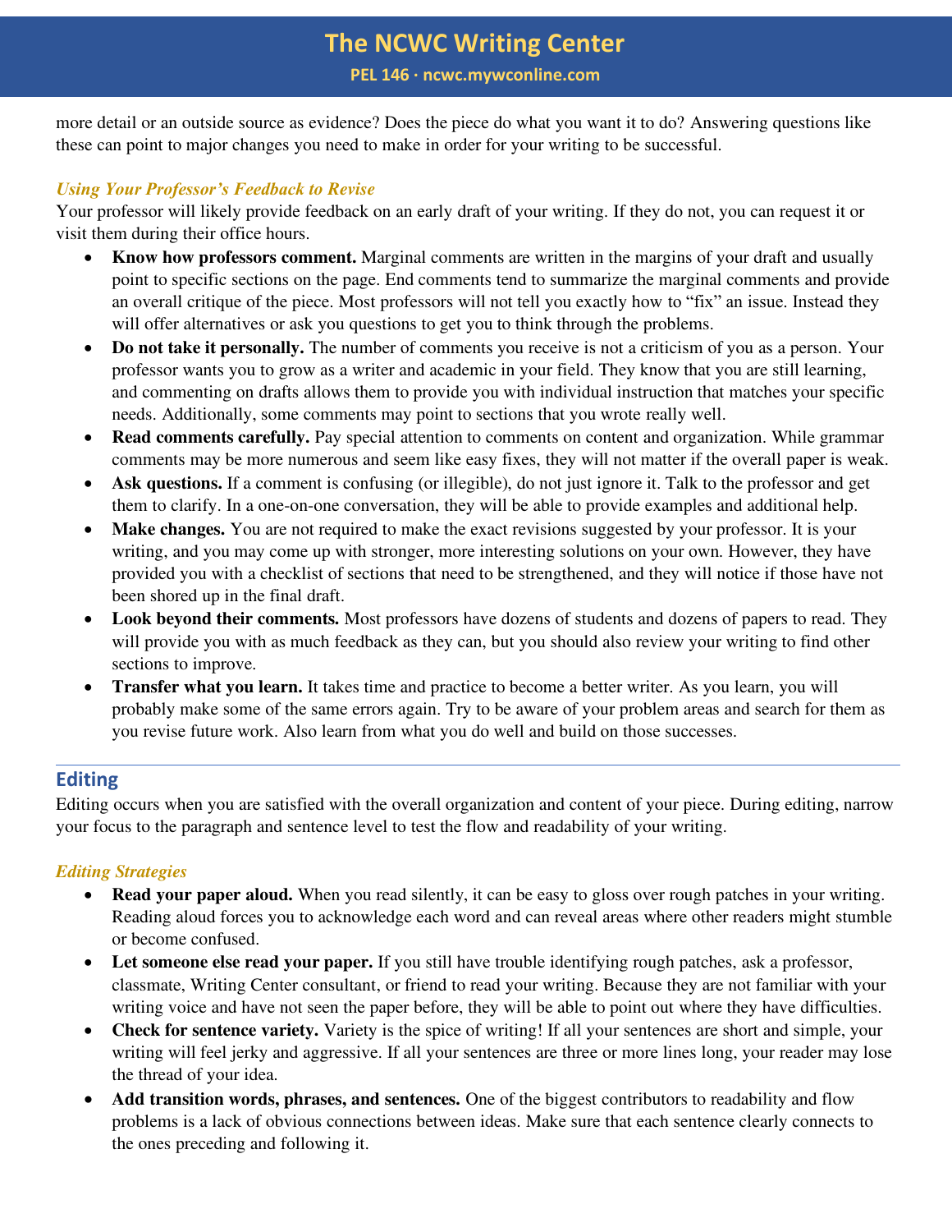more detail or an outside source as evidence? Does the piece do what you want it to do? Answering questions like these can point to major changes you need to make in order for your writing to be successful.

### *Using Your Professor's Feedback to Revise*

Your professor will likely provide feedback on an early draft of your writing. If they do not, you can request it or visit them during their office hours.

- **Know how professors comment.** Marginal comments are written in the margins of your draft and usually point to specific sections on the page. End comments tend to summarize the marginal comments and provide an overall critique of the piece. Most professors will not tell you exactly how to "fix" an issue. Instead they will offer alternatives or ask you questions to get you to think through the problems.
- **Do not take it personally.** The number of comments you receive is not a criticism of you as a person. Your professor wants you to grow as a writer and academic in your field. They know that you are still learning, and commenting on drafts allows them to provide you with individual instruction that matches your specific needs. Additionally, some comments may point to sections that you wrote really well.
- **Read comments carefully.** Pay special attention to comments on content and organization. While grammar comments may be more numerous and seem like easy fixes, they will not matter if the overall paper is weak.
- **Ask questions.** If a comment is confusing (or illegible), do not just ignore it. Talk to the professor and get them to clarify. In a one-on-one conversation, they will be able to provide examples and additional help.
- **Make changes.** You are not required to make the exact revisions suggested by your professor. It is your writing, and you may come up with stronger, more interesting solutions on your own. However, they have provided you with a checklist of sections that need to be strengthened, and they will notice if those have not been shored up in the final draft.
- **Look beyond their comments.** Most professors have dozens of students and dozens of papers to read. They will provide you with as much feedback as they can, but you should also review your writing to find other sections to improve.
- **Transfer what you learn.** It takes time and practice to become a better writer. As you learn, you will probably make some of the same errors again. Try to be aware of your problem areas and search for them as you revise future work. Also learn from what you do well and build on those successes.

---

## Editing

Editing occurs when you are satisfied with the overall organization and content of your piece. During editing, narrow your focus to the paragraph and sentence level to test the flow and readability of your writing.

### *Editing Strategies*

- **Read your paper aloud.** When you read silently, it can be easy to gloss over rough patches in your writing. Reading aloud forces you to acknowledge each word and can reveal areas where other readers might stumble or become confused.
- **Let someone else read your paper.** If you still have trouble identifying rough patches, ask a professor, classmate, Writing Center consultant, or friend to read your writing. Because they are not familiar with your writing voice and have not seen the paper before, they will be able to point out where they have difficulties.
- **Check for sentence variety.** Variety is the spice of writing! If all your sentences are short and simple, your writing will feel jerky and aggressive. If all your sentences are three or more lines long, your reader may lose the thread of your idea.
- **Add transition words, phrases, and sentences.** One of the biggest contributors to readability and flow problems is a lack of obvious connections between ideas. Make sure that each sentence clearly connects to the ones preceding and following it.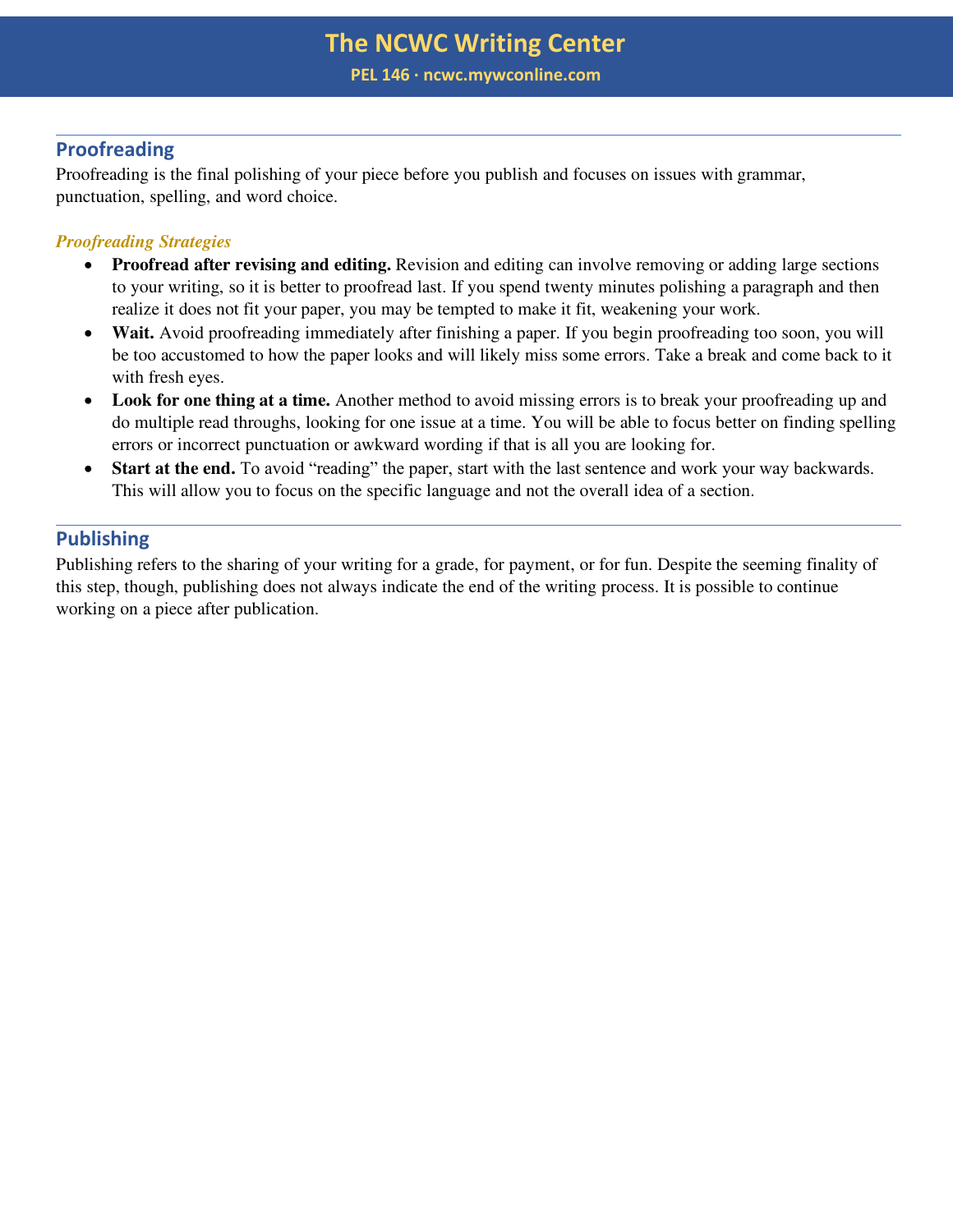## Proofreading

Proofreading is the final polishing of your piece before you publish and focuses on issues with grammar, punctuation, spelling, and word choice.

### *Proofreading Strategies*

- **Proofread after revising and editing.** Revision and editing can involve removing or adding large sections to your writing, so it is better to proofread last. If you spend twenty minutes polishing a paragraph and then realize it does not fit your paper, you may be tempted to make it fit, weakening your work.
- **Wait.** Avoid proofreading immediately after finishing a paper. If you begin proofreading too soon, you will be too accustomed to how the paper looks and will likely miss some errors. Take a break and come back to it with fresh eyes.
- **Look for one thing at a time.** Another method to avoid missing errors is to break your proofreading up and do multiple read throughs, looking for one issue at a time. You will be able to focus better on finding spelling errors or incorrect punctuation or awkward wording if that is all you are looking for.
- **Start at the end.** To avoid "reading" the paper, start with the last sentence and work your way backwards. This will allow you to focus on the specific language and not the overall idea of a section.

## Publishing

Publishing refers to the sharing of your writing for a grade, for payment, or for fun. Despite the seeming finality of this step, though, publishing does not always indicate the end of the writing process. It is possible to continue working on a piece after publication.